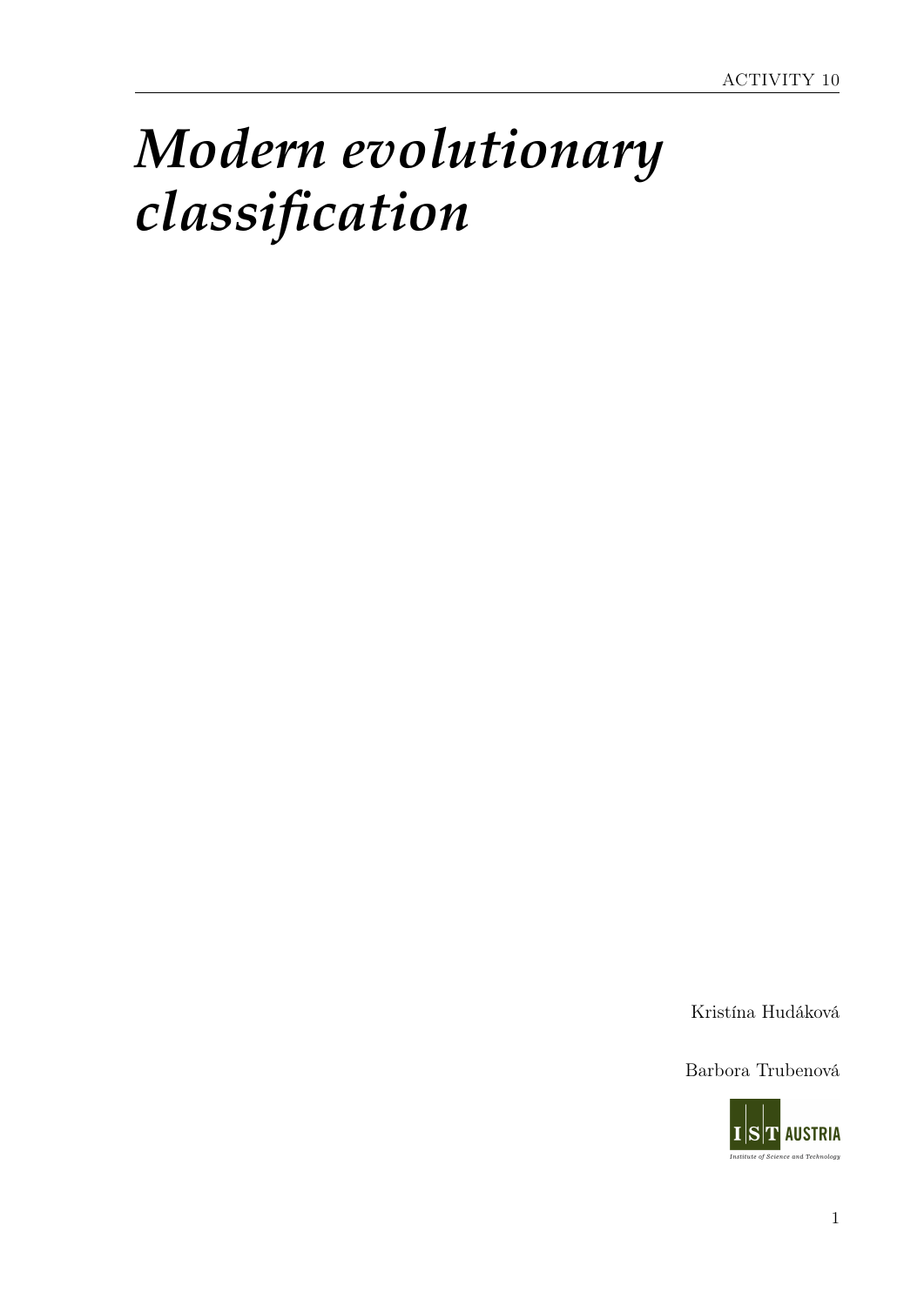ACTIVITY 10

# *Modern evolutionary classification*

Kristína Hudáková

Barbora Trubenová

IST AUSTRIA

Institute of Science and Technology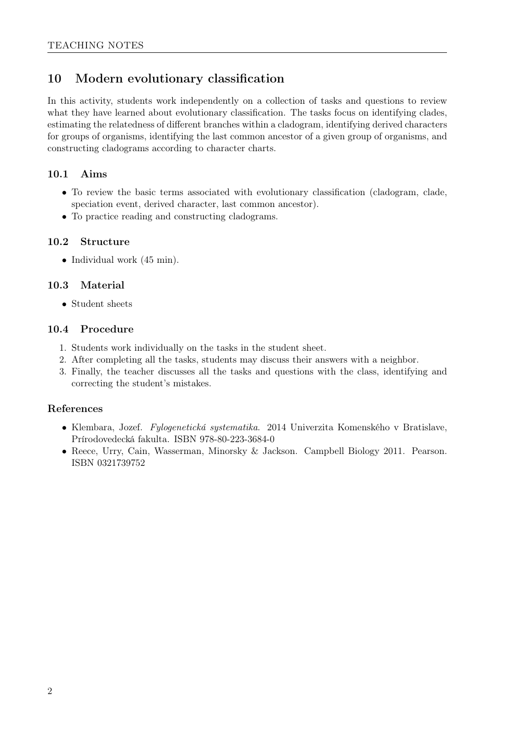## 10 Modern evolutionary classification

In this activity, students work independently on a collection of tasks and questions to review what they have learned about evolutionary classification. The tasks focus on identifying clades, estimating the relatedness of different branches within a cladogram, identifying derived characters for groups of organisms, identifying the last common ancestor of a given group of organisms, and constructing cladograms according to character charts.

### 10.1 Aims

- To review the basic terms associated with evolutionary classification (cladogram, clade, speciation event, derived character, last common ancestor).
- To practice reading and constructing cladograms.

### 10.2 Structure

- Individual work (45 min).

### 10.3 Material

- Student sheets

### 10.4 Procedure

1. Students work individually on the tasks in the student sheet.
2. After completing all the tasks, students may discuss their answers with a neighbor.
3. Finally, the teacher discusses all the tasks and questions with the class, identifying and correcting the student's mistakes.

### References

- Klembara, Jozef. *Fylogenetická systematika*. 2014 Univerzita Komenského v Bratislave, Prírodovedecká fakulta. ISBN 978-80-223-3684-0
- Reece, Urry, Cain, Wasserman, Minorsky & Jackson. Campbell Biology 2011. Pearson. ISBN 0321739752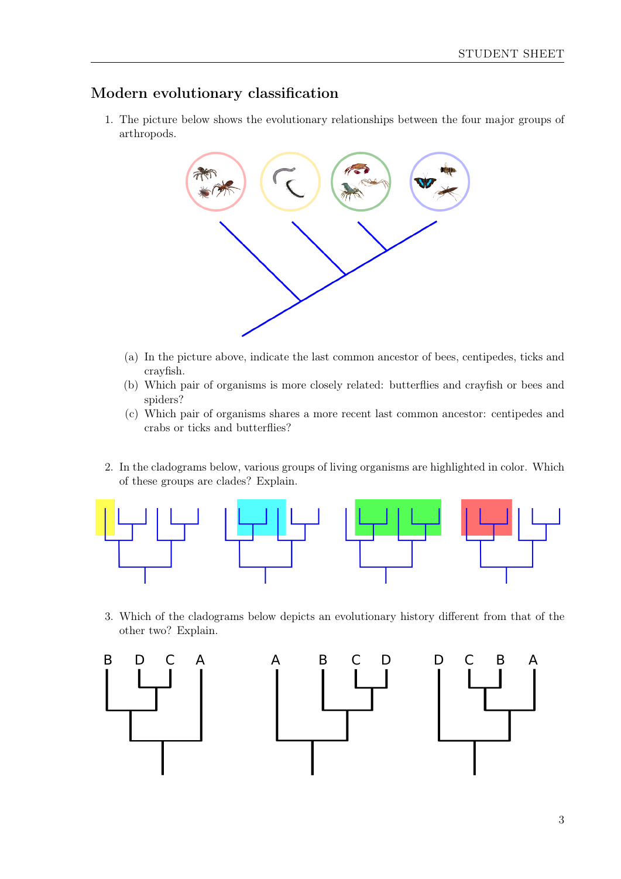## Modern evolutionary classification

1. The picture below shows the evolutionary relationships between the four major groups of arthropods.

   (a) In the picture above, indicate the last common ancestor of bees, centipedes, ticks and crayfish.
   (b) Which pair of organisms is more closely related: butterflies and crayfish or bees and spiders?
   (c) Which pair of organisms shares a more recent last common ancestor: centipedes and crabs or ticks and butterflies?

2. In the cladograms below, various groups of living organisms are highlighted in color. Which of these groups are clades? Explain.

3. Which of the cladograms below depicts an evolutionary history different from that of the other two? Explain.

B D C A

A B C D

D C B A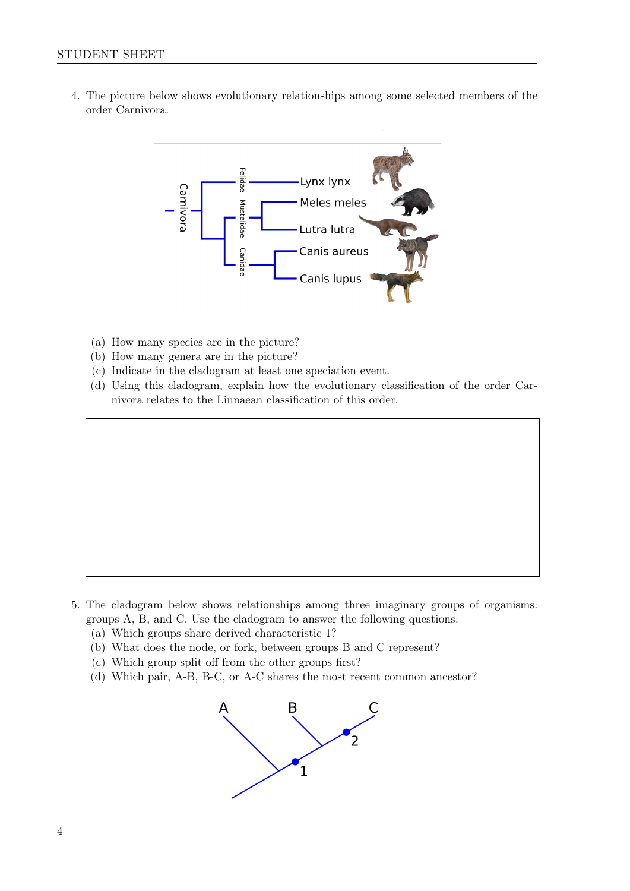4. The picture below shows evolutionary relationships among some selected members of the order Carnivora.

   (a) How many species are in the picture?
   (b) How many genera are in the picture?
   (c) Indicate in the cladogram at least one speciation event.
   (d) Using this cladogram, explain how the evolutionary classification of the order Carnivora relates to the Linnaean classification of this order.

5. The cladogram below shows relationships among three imaginary groups of organisms: groups A, B, and C. Use the cladogram to answer the following questions:
   (a) Which groups share derived characteristic 1?
   (b) What does the node, or fork, between groups B and C represent?
   (c) Which group split off from the other groups first?
   (d) Which pair, A-B, B-C, or A-C shares the most recent common ancestor?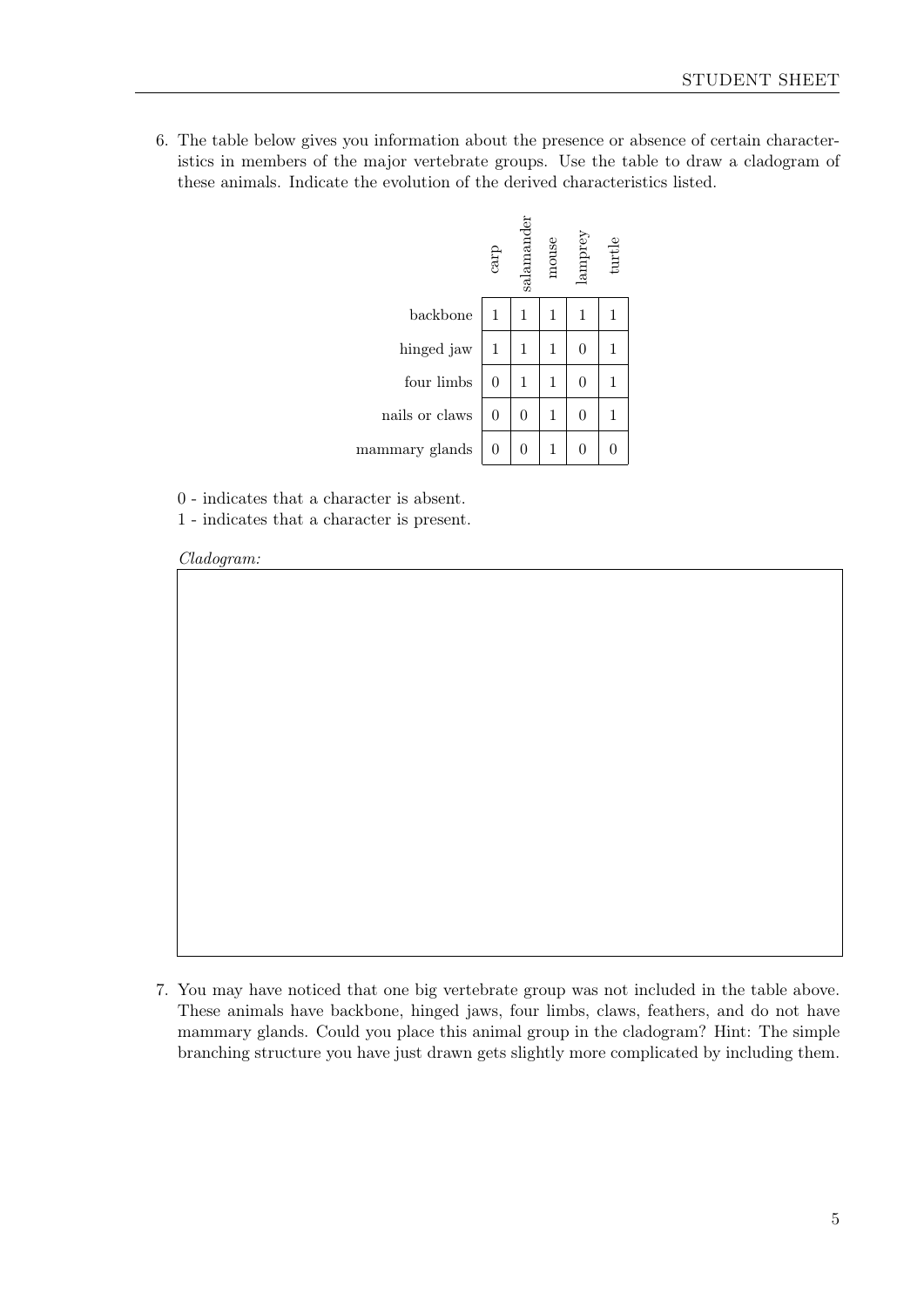6. The table below gives you information about the presence or absence of certain characteristics in members of the major vertebrate groups. Use the table to draw a cladogram of these animals. Indicate the evolution of the derived characteristics listed.

| | carp | salamander | mouse | lamprey | turtle |
|---|---|---|---|---|---|
| backbone | 1 | 1 | 1 | 1 | 1 |
| hinged jaw | 1 | 1 | 1 | 0 | 1 |
| four limbs | 0 | 1 | 1 | 0 | 1 |
| nails or claws | 0 | 0 | 1 | 0 | 1 |
| mammary glands | 0 | 0 | 1 | 0 | 0 |

0 - indicates that a character is absent.

1 - indicates that a character is present.

*Cladogram:*

7. You may have noticed that one big vertebrate group was not included in the table above. These animals have backbone, hinged jaws, four limbs, claws, feathers, and do not have mammary glands. Could you place this animal group in the cladogram? Hint: The simple branching structure you have just drawn gets slightly more complicated by including them.